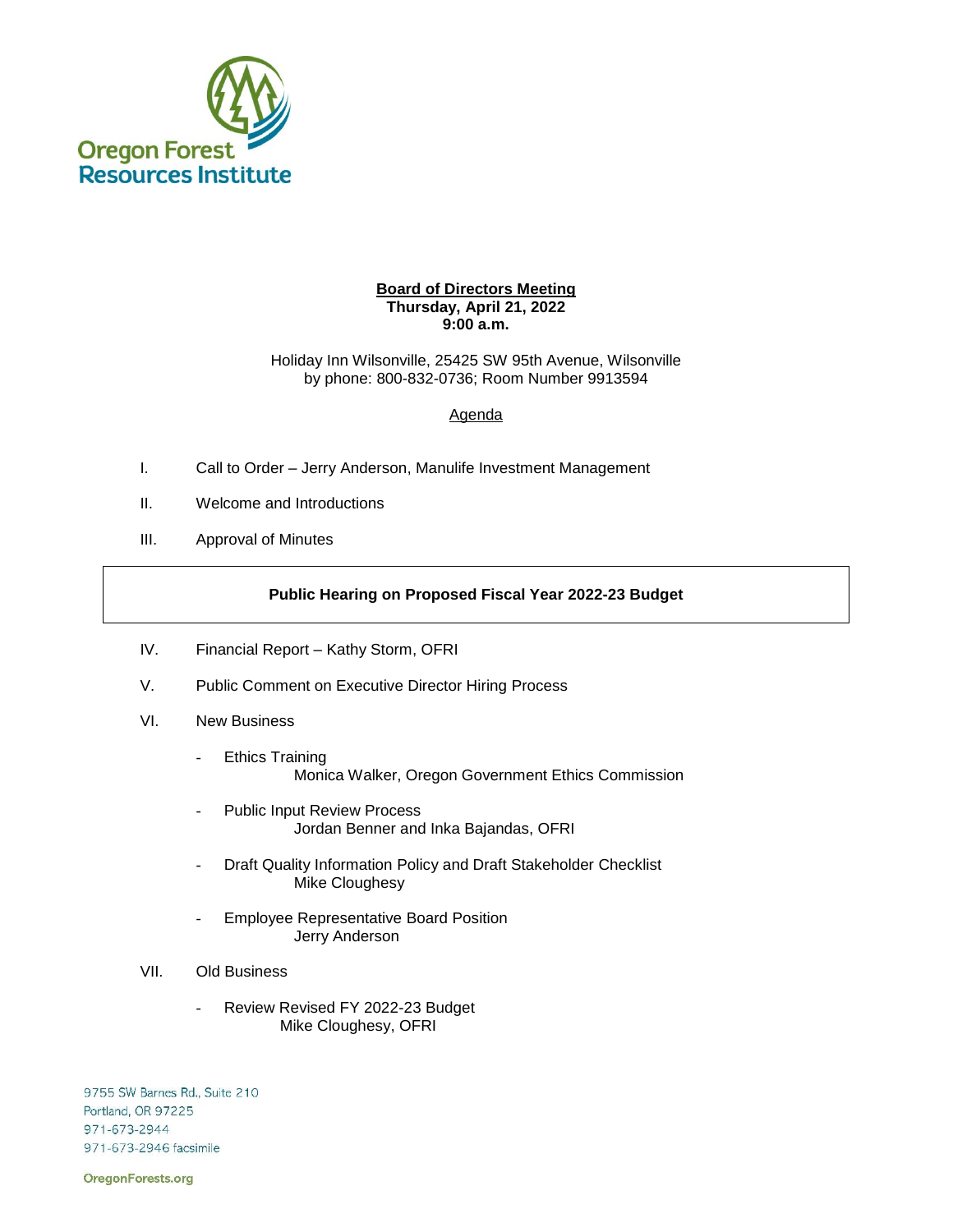Oregon Forest Resources Institute

**Board of Directors Meeting**
**Thursday, April 21, 2022**
**9:00 a.m.**

Holiday Inn Wilsonville, 25425 SW 95th Avenue, Wilsonville
by phone: 800-832-0736; Room Number 9913594

Agenda

I. Call to Order – Jerry Anderson, Manulife Investment Management

II. Welcome and Introductions

III. Approval of Minutes

**Public Hearing on Proposed Fiscal Year 2022-23 Budget**

IV. Financial Report – Kathy Storm, OFRI

V. Public Comment on Executive Director Hiring Process

VI. New Business

- Ethics Training
  Monica Walker, Oregon Government Ethics Commission
- Public Input Review Process
  Jordan Benner and Inka Bajandas, OFRI
- Draft Quality Information Policy and Draft Stakeholder Checklist
  Mike Cloughesy
- Employee Representative Board Position
  Jerry Anderson

VII. Old Business

- Review Revised FY 2022-23 Budget
  Mike Cloughesy, OFRI

9755 SW Barnes Rd., Suite 210
Portland, OR 97225
971-673-2944
971-673-2946 facsimile

OregonForests.org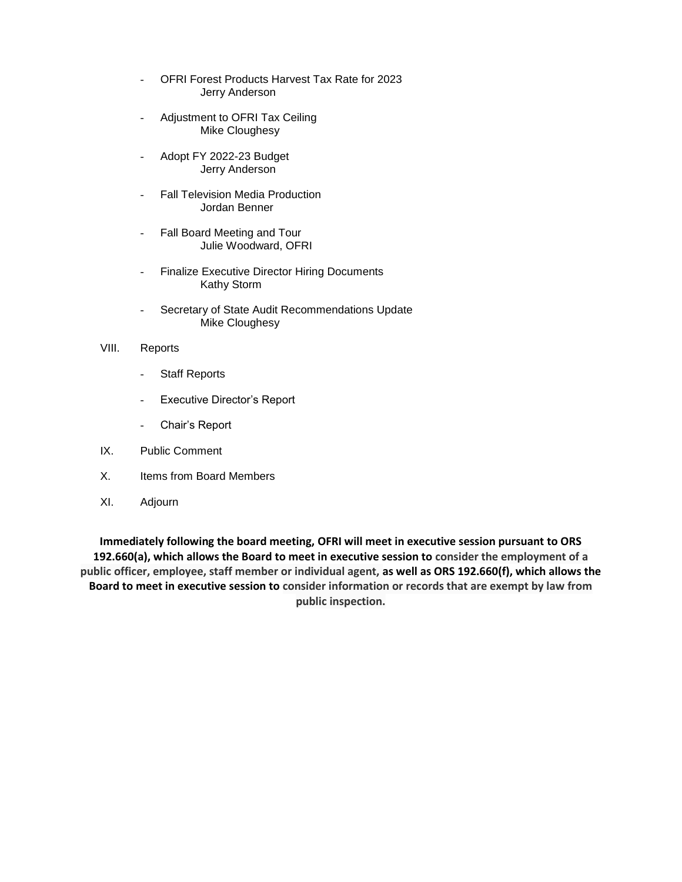- OFRI Forest Products Harvest Tax Rate for 2023
  Jerry Anderson

- Adjustment to OFRI Tax Ceiling
  Mike Cloughesy

- Adopt FY 2022-23 Budget
  Jerry Anderson

- Fall Television Media Production
  Jordan Benner

- Fall Board Meeting and Tour
  Julie Woodward, OFRI

- Finalize Executive Director Hiring Documents
  Kathy Storm

- Secretary of State Audit Recommendations Update
  Mike Cloughesy

VIII. Reports

- Staff Reports

- Executive Director's Report

- Chair's Report

IX. Public Comment

X. Items from Board Members

XI. Adjourn

**Immediately following the board meeting, OFRI will meet in executive session pursuant to ORS 192.660(a), which allows the Board to meet in executive session to consider the employment of a public officer, employee, staff member or individual agent, as well as ORS 192.660(f), which allows the Board to meet in executive session to consider information or records that are exempt by law from public inspection.**